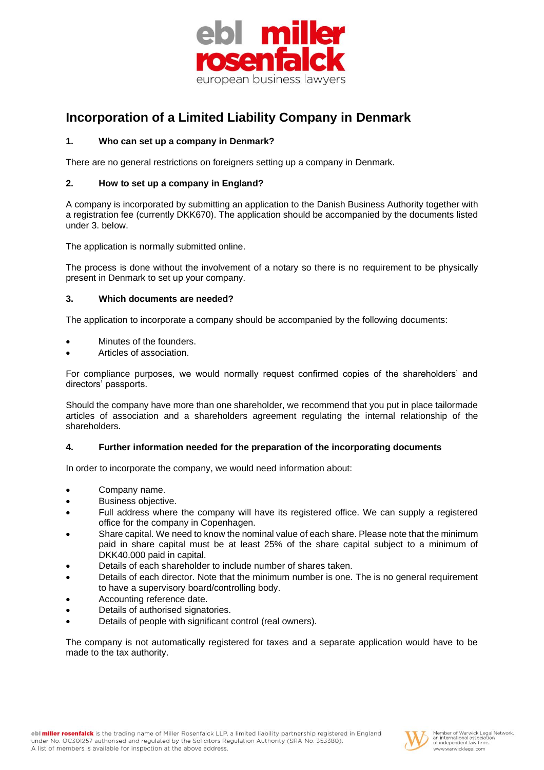# Incorporation of a Limited Liability Company in Denmark

## 1. Who can set up a company in Denmark?

There are no general restrictions on foreigners setting up a company in Denmark.

## 2. How to set up a company in England?

A company is incorporated by submitting an application to the Danish Business Authority together with a registration fee (currently DKK670). The application should be accompanied by the documents listed under 3. below.

The application is normally submitted online.

The process is done without the involvement of a notary so there is no requirement to be physically present in Denmark to set up your company.

## 3. Which documents are needed?

The application to incorporate a company should be accompanied by the following documents:

- Minutes of the founders.
- Articles of association.

For compliance purposes, we would normally request confirmed copies of the shareholders' and directors' passports.

Should the company have more than one shareholder, we recommend that you put in place tailormade articles of association and a shareholders agreement regulating the internal relationship of the shareholders.

## 4. Further information needed for the preparation of the incorporating documents

In order to incorporate the company, we would need information about:

- Company name.
- Business objective.
- Full address where the company will have its registered office. We can supply a registered office for the company in Copenhagen.
- Share capital. We need to know the nominal value of each share. Please note that the minimum paid in share capital must be at least 25% of the share capital subject to a minimum of DKK40.000 paid in capital.
- Details of each shareholder to include number of shares taken.
- Details of each director. Note that the minimum number is one. The is no general requirement to have a supervisory board/controlling body.
- Accounting reference date.
- Details of authorised signatories.
- Details of people with significant control (real owners).

The company is not automatically registered for taxes and a separate application would have to be made to the tax authority.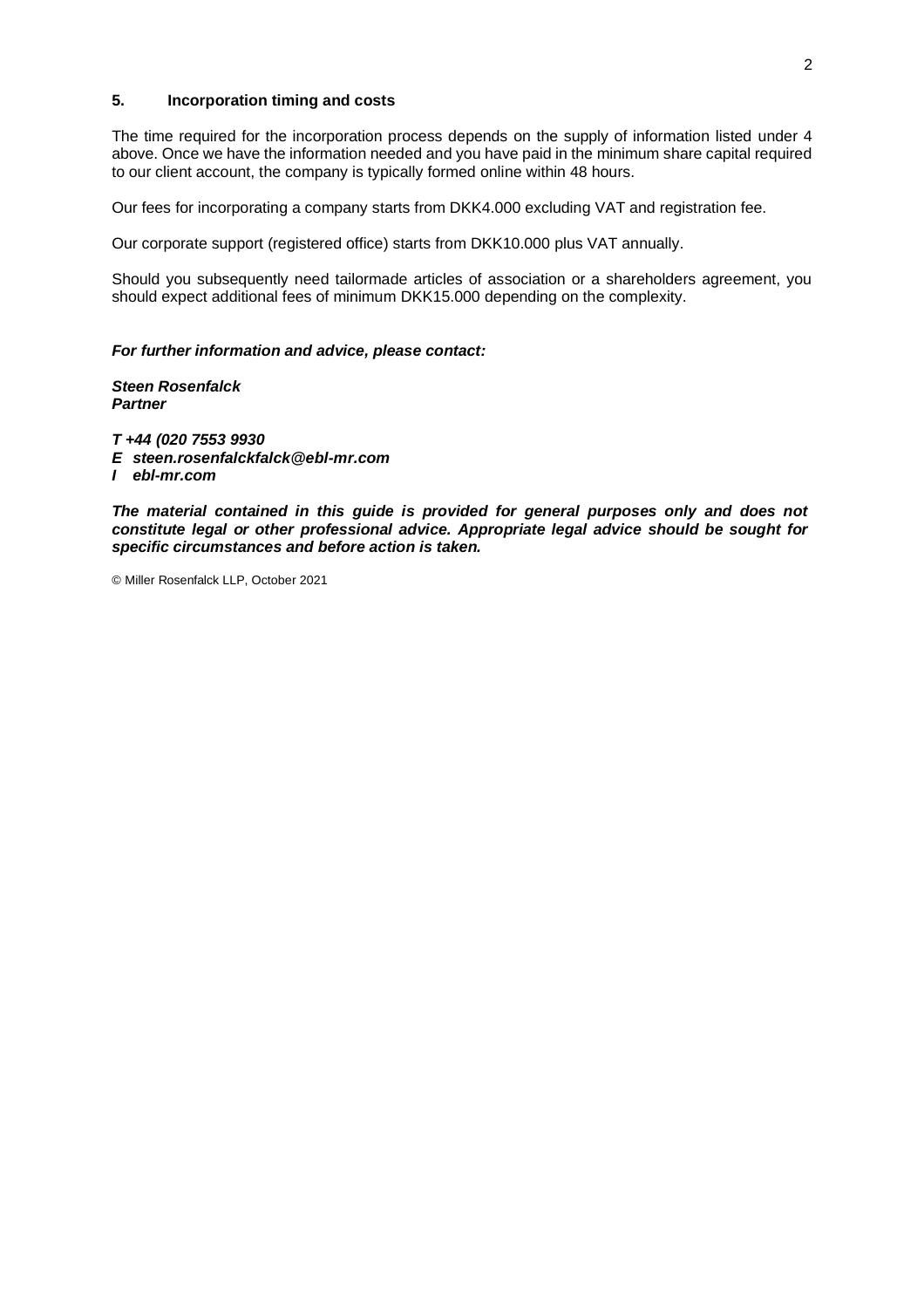**5. Incorporation timing and costs**

The time required for the incorporation process depends on the supply of information listed under 4 above. Once we have the information needed and you have paid in the minimum share capital required to our client account, the company is typically formed online within 48 hours.

Our fees for incorporating a company starts from DKK4.000 excluding VAT and registration fee.

Our corporate support (registered office) starts from DKK10.000 plus VAT annually.

Should you subsequently need tailormade articles of association or a shareholders agreement, you should expect additional fees of minimum DKK15.000 depending on the complexity.

***For further information and advice, please contact:***

***Steen Rosenfalck***
***Partner***

***T +44 (020 7553 9930***
***E steen.rosenfalckfalck@ebl-mr.com***
***I ebl-mr.com***

***The material contained in this guide is provided for general purposes only and does not constitute legal or other professional advice. Appropriate legal advice should be sought for specific circumstances and before action is taken.***

© Miller Rosenfalck LLP, October 2021